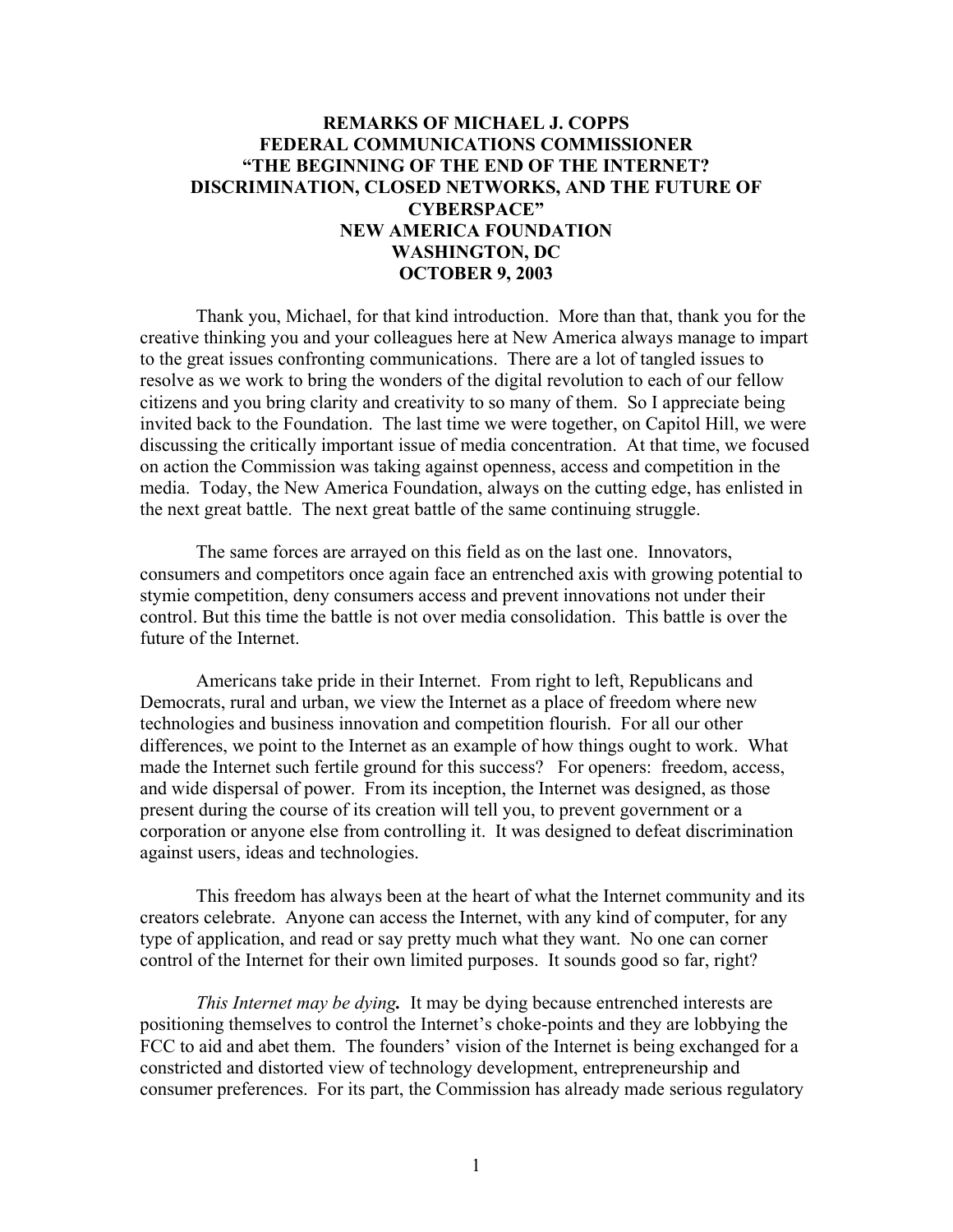# REMARKS OF MICHAEL J. COPPS
# FEDERAL COMMUNICATIONS COMMISSIONER
# "THE BEGINNING OF THE END OF THE INTERNET? DISCRIMINATION, CLOSED NETWORKS, AND THE FUTURE OF CYBERSPACE"
# NEW AMERICA FOUNDATION
# WASHINGTON, DC
# OCTOBER 9, 2003

Thank you, Michael, for that kind introduction. More than that, thank you for the creative thinking you and your colleagues here at New America always manage to impart to the great issues confronting communications. There are a lot of tangled issues to resolve as we work to bring the wonders of the digital revolution to each of our fellow citizens and you bring clarity and creativity to so many of them. So I appreciate being invited back to the Foundation. The last time we were together, on Capitol Hill, we were discussing the critically important issue of media concentration. At that time, we focused on action the Commission was taking against openness, access and competition in the media. Today, the New America Foundation, always on the cutting edge, has enlisted in the next great battle. The next great battle of the same continuing struggle.

The same forces are arrayed on this field as on the last one. Innovators, consumers and competitors once again face an entrenched axis with growing potential to stymie competition, deny consumers access and prevent innovations not under their control. But this time the battle is not over media consolidation. This battle is over the future of the Internet.

Americans take pride in their Internet. From right to left, Republicans and Democrats, rural and urban, we view the Internet as a place of freedom where new technologies and business innovation and competition flourish. For all our other differences, we point to the Internet as an example of how things ought to work. What made the Internet such fertile ground for this success? For openers: freedom, access, and wide dispersal of power. From its inception, the Internet was designed, as those present during the course of its creation will tell you, to prevent government or a corporation or anyone else from controlling it. It was designed to defeat discrimination against users, ideas and technologies.

This freedom has always been at the heart of what the Internet community and its creators celebrate. Anyone can access the Internet, with any kind of computer, for any type of application, and read or say pretty much what they want. No one can corner control of the Internet for their own limited purposes. It sounds good so far, right?

*This Internet may be dying***.** It may be dying because entrenched interests are positioning themselves to control the Internet's choke-points and they are lobbying the FCC to aid and abet them. The founders' vision of the Internet is being exchanged for a constricted and distorted view of technology development, entrepreneurship and consumer preferences. For its part, the Commission has already made serious regulatory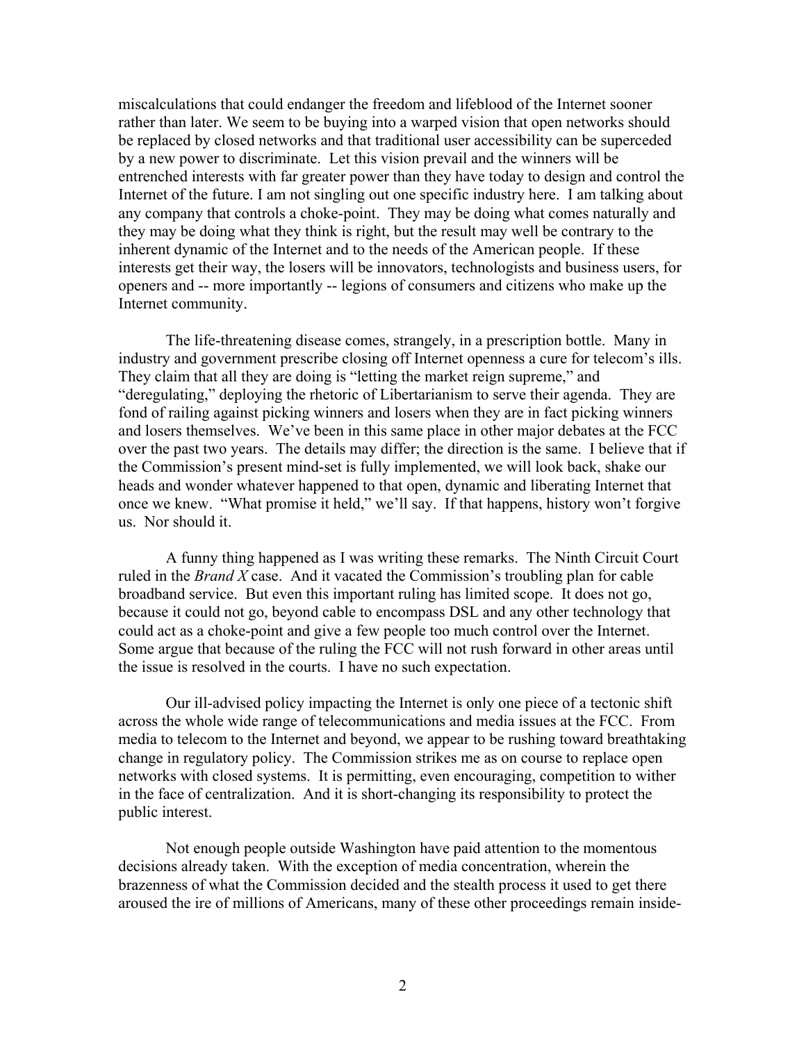miscalculations that could endanger the freedom and lifeblood of the Internet sooner rather than later. We seem to be buying into a warped vision that open networks should be replaced by closed networks and that traditional user accessibility can be superceded by a new power to discriminate. Let this vision prevail and the winners will be entrenched interests with far greater power than they have today to design and control the Internet of the future. I am not singling out one specific industry here. I am talking about any company that controls a choke-point. They may be doing what comes naturally and they may be doing what they think is right, but the result may well be contrary to the inherent dynamic of the Internet and to the needs of the American people. If these interests get their way, the losers will be innovators, technologists and business users, for openers and -- more importantly -- legions of consumers and citizens who make up the Internet community.

The life-threatening disease comes, strangely, in a prescription bottle. Many in industry and government prescribe closing off Internet openness a cure for telecom's ills. They claim that all they are doing is "letting the market reign supreme," and "deregulating," deploying the rhetoric of Libertarianism to serve their agenda. They are fond of railing against picking winners and losers when they are in fact picking winners and losers themselves. We've been in this same place in other major debates at the FCC over the past two years. The details may differ; the direction is the same. I believe that if the Commission's present mind-set is fully implemented, we will look back, shake our heads and wonder whatever happened to that open, dynamic and liberating Internet that once we knew. "What promise it held," we'll say. If that happens, history won't forgive us. Nor should it.

A funny thing happened as I was writing these remarks. The Ninth Circuit Court ruled in the *Brand X* case. And it vacated the Commission's troubling plan for cable broadband service. But even this important ruling has limited scope. It does not go, because it could not go, beyond cable to encompass DSL and any other technology that could act as a choke-point and give a few people too much control over the Internet. Some argue that because of the ruling the FCC will not rush forward in other areas until the issue is resolved in the courts. I have no such expectation.

Our ill-advised policy impacting the Internet is only one piece of a tectonic shift across the whole wide range of telecommunications and media issues at the FCC. From media to telecom to the Internet and beyond, we appear to be rushing toward breathtaking change in regulatory policy. The Commission strikes me as on course to replace open networks with closed systems. It is permitting, even encouraging, competition to wither in the face of centralization. And it is short-changing its responsibility to protect the public interest.

Not enough people outside Washington have paid attention to the momentous decisions already taken. With the exception of media concentration, wherein the brazenness of what the Commission decided and the stealth process it used to get there aroused the ire of millions of Americans, many of these other proceedings remain inside-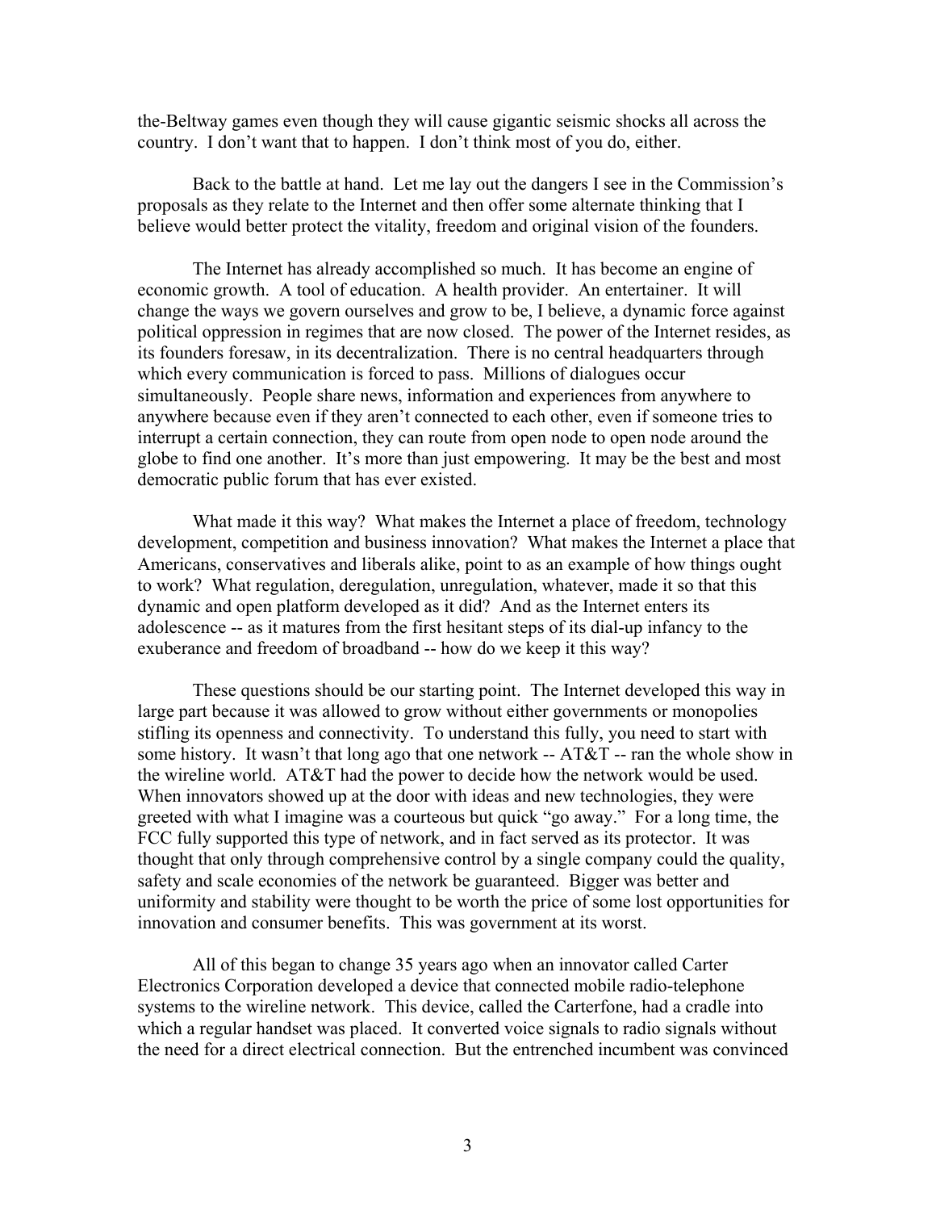the-Beltway games even though they will cause gigantic seismic shocks all across the country. I don't want that to happen. I don't think most of you do, either.

Back to the battle at hand. Let me lay out the dangers I see in the Commission's proposals as they relate to the Internet and then offer some alternate thinking that I believe would better protect the vitality, freedom and original vision of the founders.

The Internet has already accomplished so much. It has become an engine of economic growth. A tool of education. A health provider. An entertainer. It will change the ways we govern ourselves and grow to be, I believe, a dynamic force against political oppression in regimes that are now closed. The power of the Internet resides, as its founders foresaw, in its decentralization. There is no central headquarters through which every communication is forced to pass. Millions of dialogues occur simultaneously. People share news, information and experiences from anywhere to anywhere because even if they aren't connected to each other, even if someone tries to interrupt a certain connection, they can route from open node to open node around the globe to find one another. It's more than just empowering. It may be the best and most democratic public forum that has ever existed.

What made it this way? What makes the Internet a place of freedom, technology development, competition and business innovation? What makes the Internet a place that Americans, conservatives and liberals alike, point to as an example of how things ought to work? What regulation, deregulation, unregulation, whatever, made it so that this dynamic and open platform developed as it did? And as the Internet enters its adolescence -- as it matures from the first hesitant steps of its dial-up infancy to the exuberance and freedom of broadband -- how do we keep it this way?

These questions should be our starting point. The Internet developed this way in large part because it was allowed to grow without either governments or monopolies stifling its openness and connectivity. To understand this fully, you need to start with some history. It wasn't that long ago that one network -- AT&T -- ran the whole show in the wireline world. AT&T had the power to decide how the network would be used. When innovators showed up at the door with ideas and new technologies, they were greeted with what I imagine was a courteous but quick "go away." For a long time, the FCC fully supported this type of network, and in fact served as its protector. It was thought that only through comprehensive control by a single company could the quality, safety and scale economies of the network be guaranteed. Bigger was better and uniformity and stability were thought to be worth the price of some lost opportunities for innovation and consumer benefits. This was government at its worst.

All of this began to change 35 years ago when an innovator called Carter Electronics Corporation developed a device that connected mobile radio-telephone systems to the wireline network. This device, called the Carterfone, had a cradle into which a regular handset was placed. It converted voice signals to radio signals without the need for a direct electrical connection. But the entrenched incumbent was convinced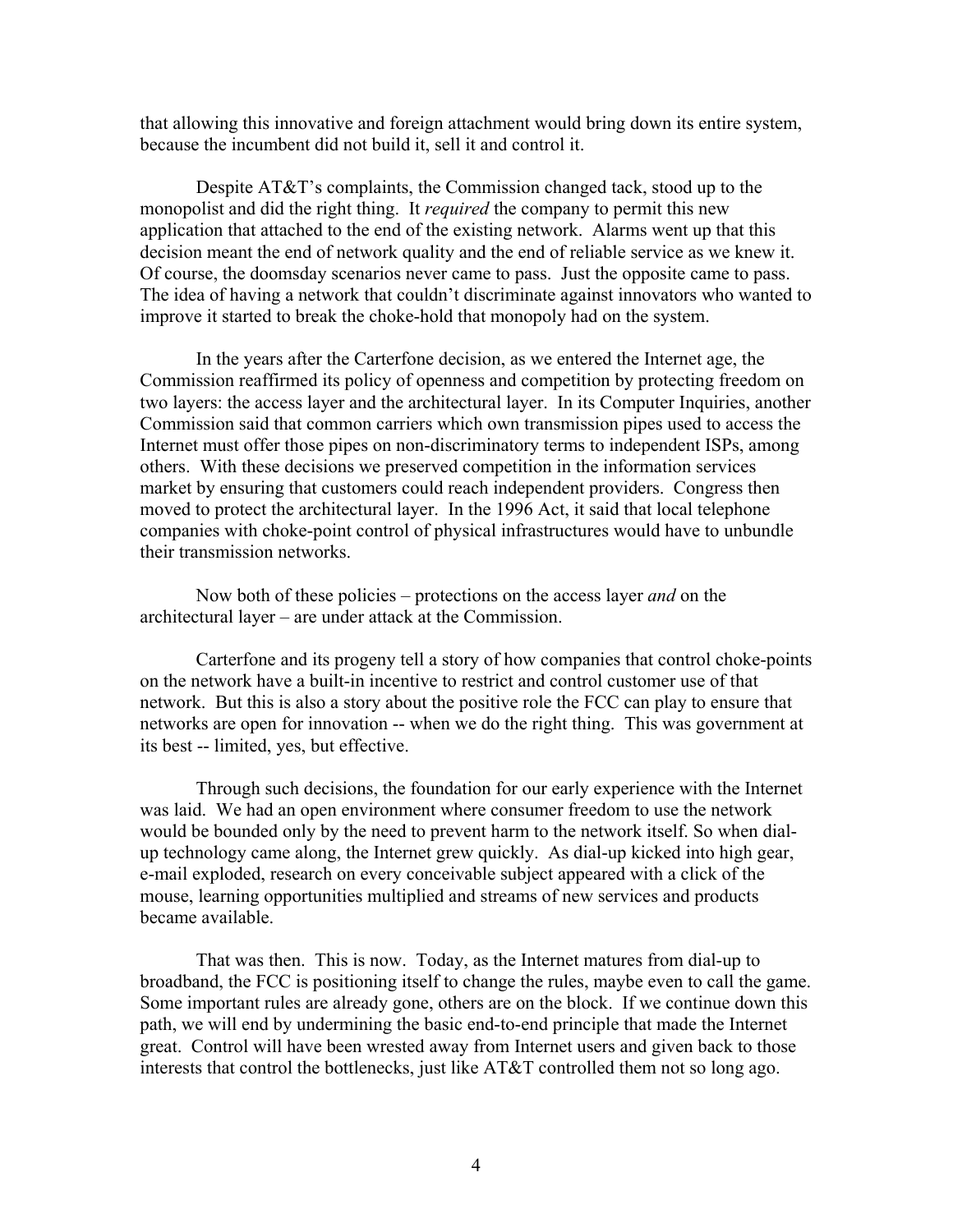that allowing this innovative and foreign attachment would bring down its entire system, because the incumbent did not build it, sell it and control it.

Despite AT&T's complaints, the Commission changed tack, stood up to the monopolist and did the right thing. It *required* the company to permit this new application that attached to the end of the existing network. Alarms went up that this decision meant the end of network quality and the end of reliable service as we knew it. Of course, the doomsday scenarios never came to pass. Just the opposite came to pass. The idea of having a network that couldn't discriminate against innovators who wanted to improve it started to break the choke-hold that monopoly had on the system.

In the years after the Carterfone decision, as we entered the Internet age, the Commission reaffirmed its policy of openness and competition by protecting freedom on two layers: the access layer and the architectural layer. In its Computer Inquiries, another Commission said that common carriers which own transmission pipes used to access the Internet must offer those pipes on non-discriminatory terms to independent ISPs, among others. With these decisions we preserved competition in the information services market by ensuring that customers could reach independent providers. Congress then moved to protect the architectural layer. In the 1996 Act, it said that local telephone companies with choke-point control of physical infrastructures would have to unbundle their transmission networks.

Now both of these policies – protections on the access layer *and* on the architectural layer – are under attack at the Commission.

Carterfone and its progeny tell a story of how companies that control choke-points on the network have a built-in incentive to restrict and control customer use of that network. But this is also a story about the positive role the FCC can play to ensure that networks are open for innovation -- when we do the right thing. This was government at its best -- limited, yes, but effective.

Through such decisions, the foundation for our early experience with the Internet was laid. We had an open environment where consumer freedom to use the network would be bounded only by the need to prevent harm to the network itself. So when dial-up technology came along, the Internet grew quickly. As dial-up kicked into high gear, e-mail exploded, research on every conceivable subject appeared with a click of the mouse, learning opportunities multiplied and streams of new services and products became available.

That was then. This is now. Today, as the Internet matures from dial-up to broadband, the FCC is positioning itself to change the rules, maybe even to call the game. Some important rules are already gone, others are on the block. If we continue down this path, we will end by undermining the basic end-to-end principle that made the Internet great. Control will have been wrested away from Internet users and given back to those interests that control the bottlenecks, just like AT&T controlled them not so long ago.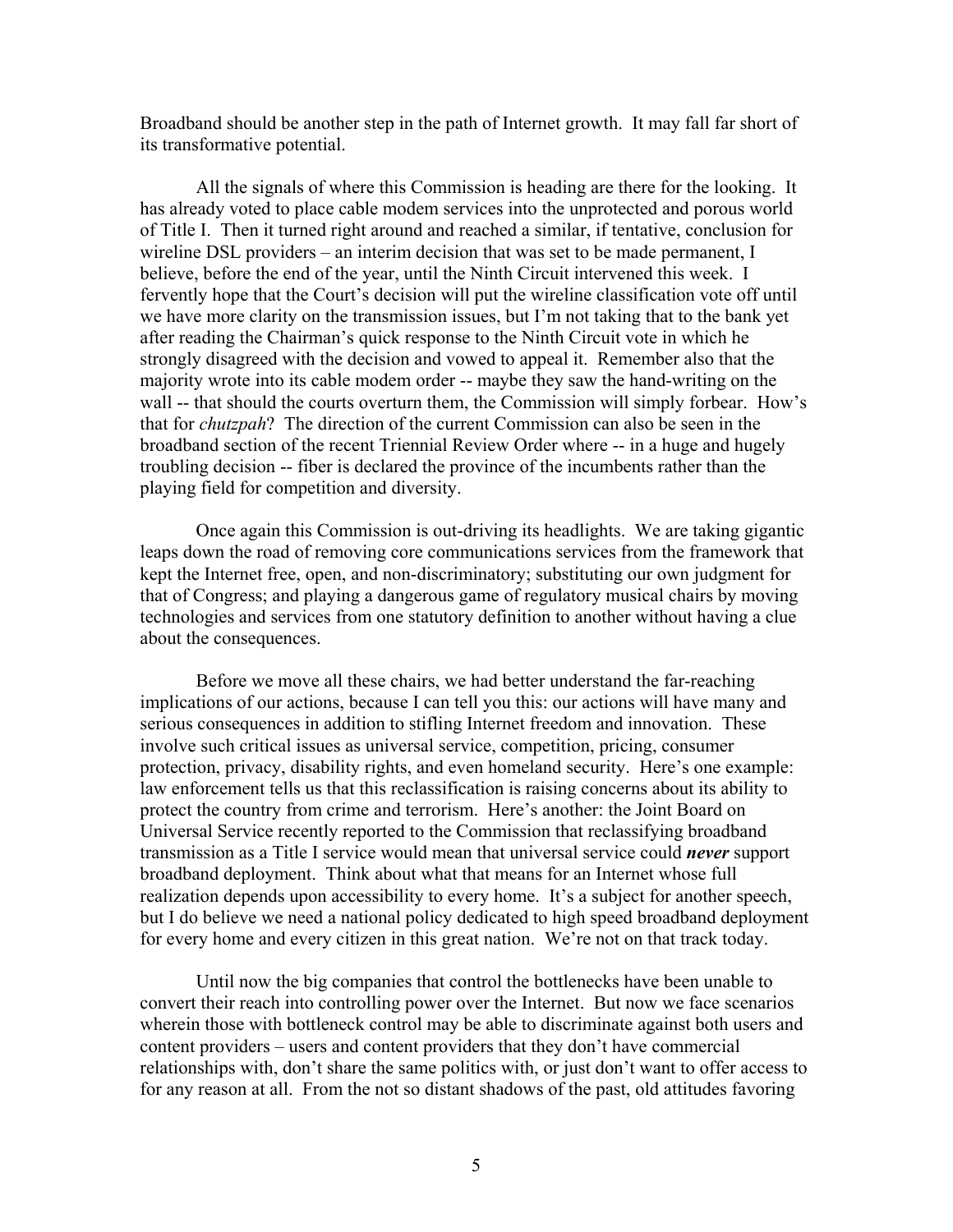Broadband should be another step in the path of Internet growth. It may fall far short of its transformative potential.

All the signals of where this Commission is heading are there for the looking. It has already voted to place cable modem services into the unprotected and porous world of Title I. Then it turned right around and reached a similar, if tentative, conclusion for wireline DSL providers – an interim decision that was set to be made permanent, I believe, before the end of the year, until the Ninth Circuit intervened this week. I fervently hope that the Court's decision will put the wireline classification vote off until we have more clarity on the transmission issues, but I'm not taking that to the bank yet after reading the Chairman's quick response to the Ninth Circuit vote in which he strongly disagreed with the decision and vowed to appeal it. Remember also that the majority wrote into its cable modem order -- maybe they saw the hand-writing on the wall -- that should the courts overturn them, the Commission will simply forbear. How's that for *chutzpah*? The direction of the current Commission can also be seen in the broadband section of the recent Triennial Review Order where -- in a huge and hugely troubling decision -- fiber is declared the province of the incumbents rather than the playing field for competition and diversity.

Once again this Commission is out-driving its headlights. We are taking gigantic leaps down the road of removing core communications services from the framework that kept the Internet free, open, and non-discriminatory; substituting our own judgment for that of Congress; and playing a dangerous game of regulatory musical chairs by moving technologies and services from one statutory definition to another without having a clue about the consequences.

Before we move all these chairs, we had better understand the far-reaching implications of our actions, because I can tell you this: our actions will have many and serious consequences in addition to stifling Internet freedom and innovation. These involve such critical issues as universal service, competition, pricing, consumer protection, privacy, disability rights, and even homeland security. Here's one example: law enforcement tells us that this reclassification is raising concerns about its ability to protect the country from crime and terrorism. Here's another: the Joint Board on Universal Service recently reported to the Commission that reclassifying broadband transmission as a Title I service would mean that universal service could ***never*** support broadband deployment. Think about what that means for an Internet whose full realization depends upon accessibility to every home. It's a subject for another speech, but I do believe we need a national policy dedicated to high speed broadband deployment for every home and every citizen in this great nation. We're not on that track today.

Until now the big companies that control the bottlenecks have been unable to convert their reach into controlling power over the Internet. But now we face scenarios wherein those with bottleneck control may be able to discriminate against both users and content providers – users and content providers that they don't have commercial relationships with, don't share the same politics with, or just don't want to offer access to for any reason at all. From the not so distant shadows of the past, old attitudes favoring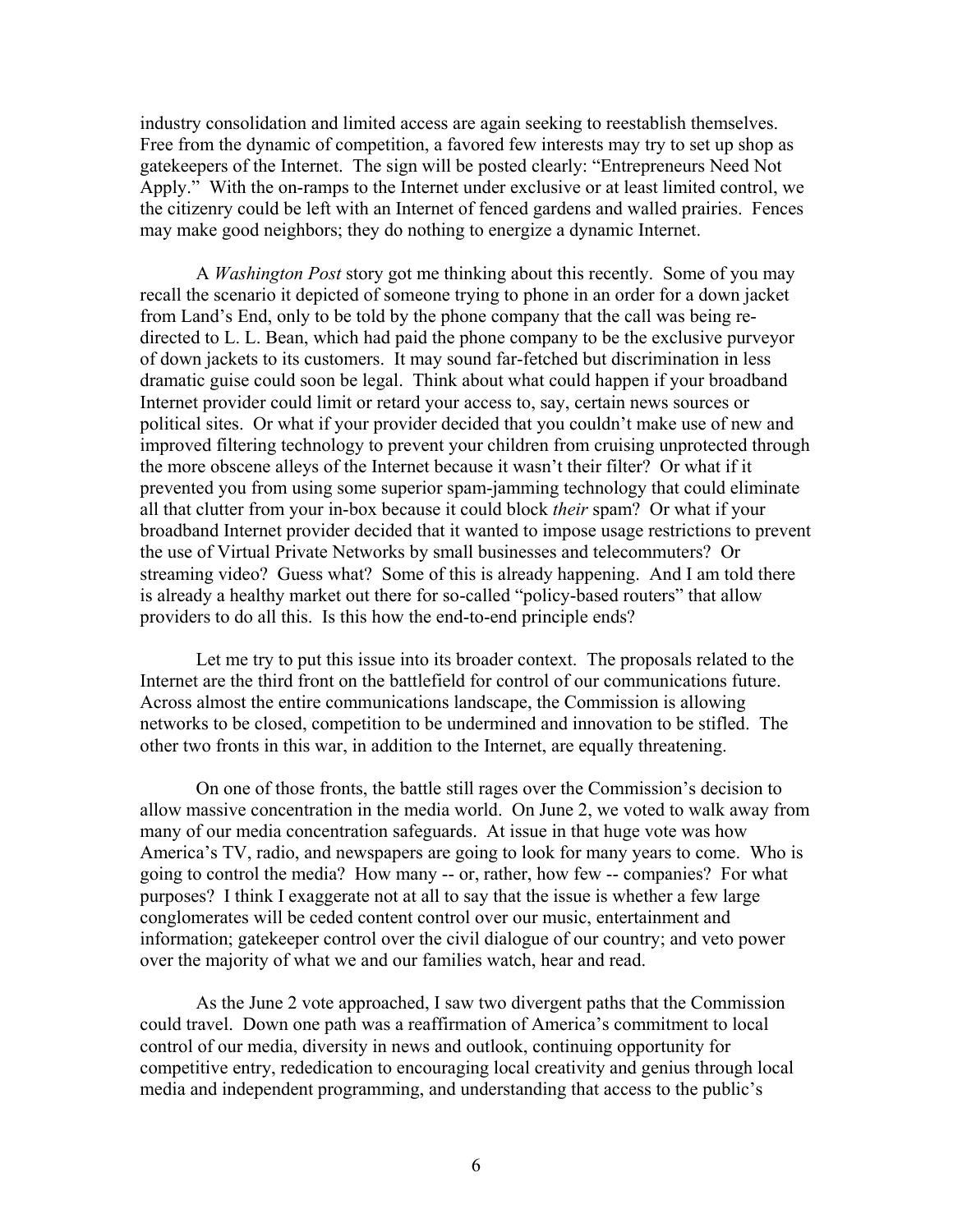industry consolidation and limited access are again seeking to reestablish themselves. Free from the dynamic of competition, a favored few interests may try to set up shop as gatekeepers of the Internet. The sign will be posted clearly: "Entrepreneurs Need Not Apply." With the on-ramps to the Internet under exclusive or at least limited control, we the citizenry could be left with an Internet of fenced gardens and walled prairies. Fences may make good neighbors; they do nothing to energize a dynamic Internet.

A *Washington Post* story got me thinking about this recently. Some of you may recall the scenario it depicted of someone trying to phone in an order for a down jacket from Land's End, only to be told by the phone company that the call was being re-directed to L. L. Bean, which had paid the phone company to be the exclusive purveyor of down jackets to its customers. It may sound far-fetched but discrimination in less dramatic guise could soon be legal. Think about what could happen if your broadband Internet provider could limit or retard your access to, say, certain news sources or political sites. Or what if your provider decided that you couldn't make use of new and improved filtering technology to prevent your children from cruising unprotected through the more obscene alleys of the Internet because it wasn't their filter? Or what if it prevented you from using some superior spam-jamming technology that could eliminate all that clutter from your in-box because it could block *their* spam? Or what if your broadband Internet provider decided that it wanted to impose usage restrictions to prevent the use of Virtual Private Networks by small businesses and telecommuters? Or streaming video? Guess what? Some of this is already happening. And I am told there is already a healthy market out there for so-called "policy-based routers" that allow providers to do all this. Is this how the end-to-end principle ends?

Let me try to put this issue into its broader context. The proposals related to the Internet are the third front on the battlefield for control of our communications future. Across almost the entire communications landscape, the Commission is allowing networks to be closed, competition to be undermined and innovation to be stifled. The other two fronts in this war, in addition to the Internet, are equally threatening.

On one of those fronts, the battle still rages over the Commission's decision to allow massive concentration in the media world. On June 2, we voted to walk away from many of our media concentration safeguards. At issue in that huge vote was how America's TV, radio, and newspapers are going to look for many years to come. Who is going to control the media? How many -- or, rather, how few -- companies? For what purposes? I think I exaggerate not at all to say that the issue is whether a few large conglomerates will be ceded content control over our music, entertainment and information; gatekeeper control over the civil dialogue of our country; and veto power over the majority of what we and our families watch, hear and read.

As the June 2 vote approached, I saw two divergent paths that the Commission could travel. Down one path was a reaffirmation of America's commitment to local control of our media, diversity in news and outlook, continuing opportunity for competitive entry, rededication to encouraging local creativity and genius through local media and independent programming, and understanding that access to the public's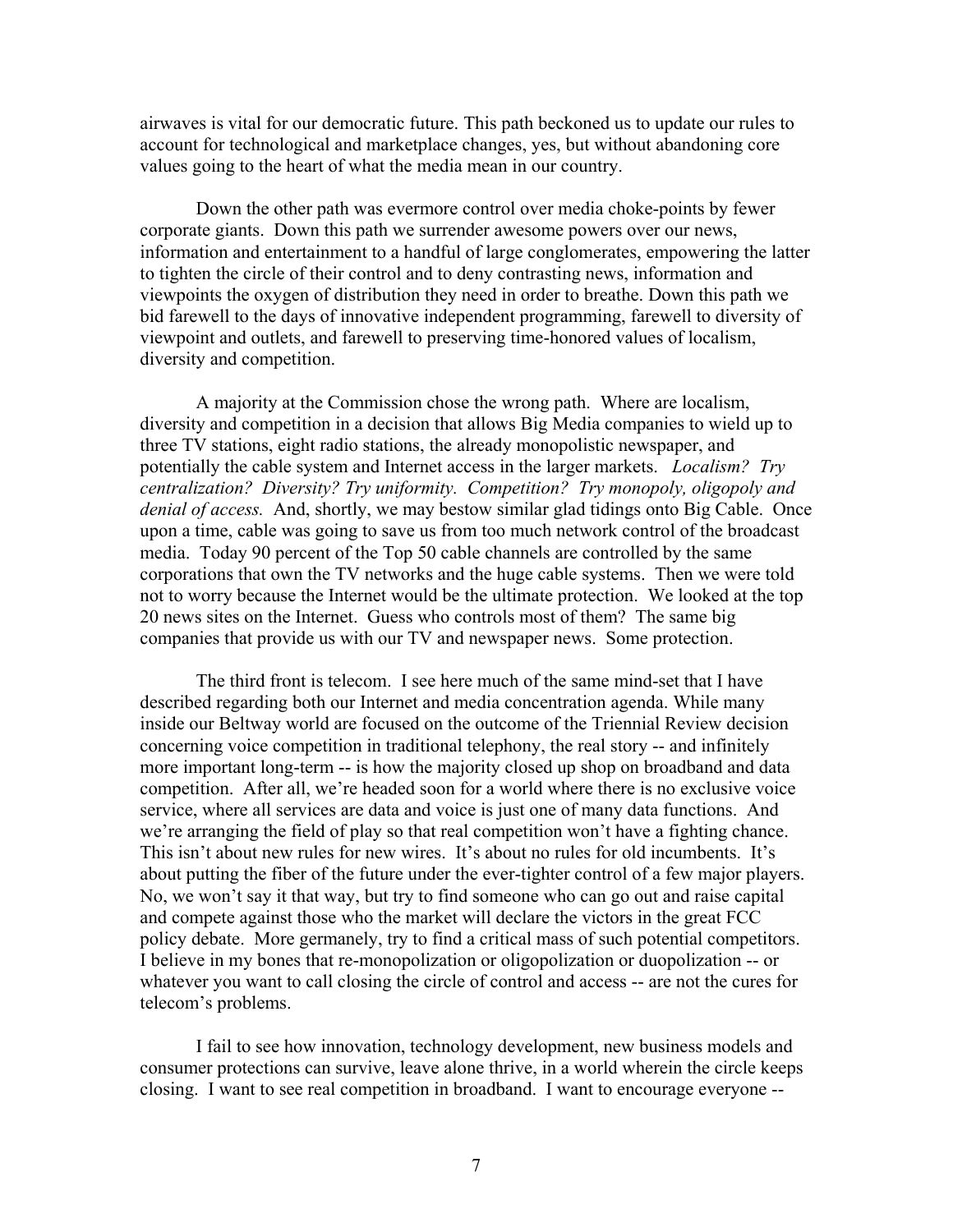airwaves is vital for our democratic future. This path beckoned us to update our rules to account for technological and marketplace changes, yes, but without abandoning core values going to the heart of what the media mean in our country.

Down the other path was evermore control over media choke-points by fewer corporate giants. Down this path we surrender awesome powers over our news, information and entertainment to a handful of large conglomerates, empowering the latter to tighten the circle of their control and to deny contrasting news, information and viewpoints the oxygen of distribution they need in order to breathe. Down this path we bid farewell to the days of innovative independent programming, farewell to diversity of viewpoint and outlets, and farewell to preserving time-honored values of localism, diversity and competition.

A majority at the Commission chose the wrong path. Where are localism, diversity and competition in a decision that allows Big Media companies to wield up to three TV stations, eight radio stations, the already monopolistic newspaper, and potentially the cable system and Internet access in the larger markets. *Localism? Try centralization? Diversity? Try uniformity. Competition? Try monopoly, oligopoly and denial of access.* And, shortly, we may bestow similar glad tidings onto Big Cable. Once upon a time, cable was going to save us from too much network control of the broadcast media. Today 90 percent of the Top 50 cable channels are controlled by the same corporations that own the TV networks and the huge cable systems. Then we were told not to worry because the Internet would be the ultimate protection. We looked at the top 20 news sites on the Internet. Guess who controls most of them? The same big companies that provide us with our TV and newspaper news. Some protection.

The third front is telecom. I see here much of the same mind-set that I have described regarding both our Internet and media concentration agenda. While many inside our Beltway world are focused on the outcome of the Triennial Review decision concerning voice competition in traditional telephony, the real story -- and infinitely more important long-term -- is how the majority closed up shop on broadband and data competition. After all, we're headed soon for a world where there is no exclusive voice service, where all services are data and voice is just one of many data functions. And we're arranging the field of play so that real competition won't have a fighting chance. This isn't about new rules for new wires. It's about no rules for old incumbents. It's about putting the fiber of the future under the ever-tighter control of a few major players. No, we won't say it that way, but try to find someone who can go out and raise capital and compete against those who the market will declare the victors in the great FCC policy debate. More germanely, try to find a critical mass of such potential competitors. I believe in my bones that re-monopolization or oligopolization or duopolization -- or whatever you want to call closing the circle of control and access -- are not the cures for telecom's problems.

I fail to see how innovation, technology development, new business models and consumer protections can survive, leave alone thrive, in a world wherein the circle keeps closing. I want to see real competition in broadband. I want to encourage everyone --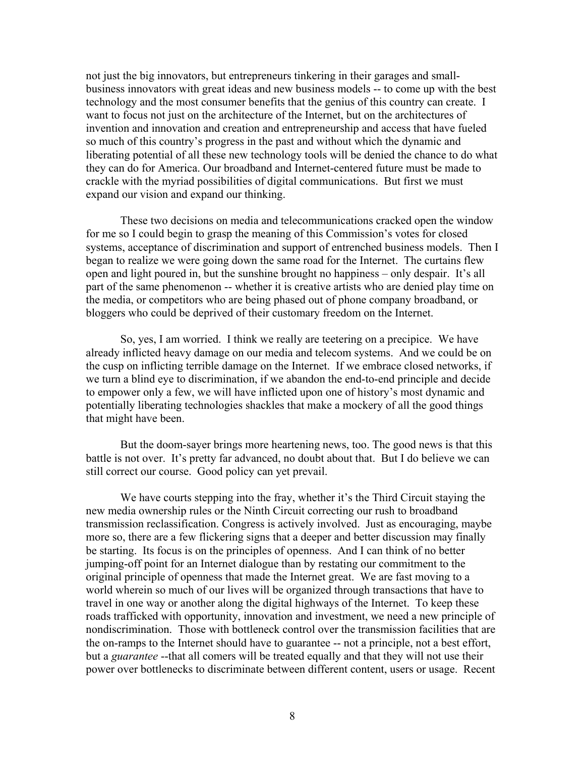not just the big innovators, but entrepreneurs tinkering in their garages and small-business innovators with great ideas and new business models -- to come up with the best technology and the most consumer benefits that the genius of this country can create. I want to focus not just on the architecture of the Internet, but on the architectures of invention and innovation and creation and entrepreneurship and access that have fueled so much of this country's progress in the past and without which the dynamic and liberating potential of all these new technology tools will be denied the chance to do what they can do for America. Our broadband and Internet-centered future must be made to crackle with the myriad possibilities of digital communications. But first we must expand our vision and expand our thinking.

These two decisions on media and telecommunications cracked open the window for me so I could begin to grasp the meaning of this Commission's votes for closed systems, acceptance of discrimination and support of entrenched business models. Then I began to realize we were going down the same road for the Internet. The curtains flew open and light poured in, but the sunshine brought no happiness – only despair. It's all part of the same phenomenon -- whether it is creative artists who are denied play time on the media, or competitors who are being phased out of phone company broadband, or bloggers who could be deprived of their customary freedom on the Internet.

So, yes, I am worried. I think we really are teetering on a precipice. We have already inflicted heavy damage on our media and telecom systems. And we could be on the cusp on inflicting terrible damage on the Internet. If we embrace closed networks, if we turn a blind eye to discrimination, if we abandon the end-to-end principle and decide to empower only a few, we will have inflicted upon one of history's most dynamic and potentially liberating technologies shackles that make a mockery of all the good things that might have been.

But the doom-sayer brings more heartening news, too. The good news is that this battle is not over. It's pretty far advanced, no doubt about that. But I do believe we can still correct our course. Good policy can yet prevail.

We have courts stepping into the fray, whether it's the Third Circuit staying the new media ownership rules or the Ninth Circuit correcting our rush to broadband transmission reclassification. Congress is actively involved. Just as encouraging, maybe more so, there are a few flickering signs that a deeper and better discussion may finally be starting. Its focus is on the principles of openness. And I can think of no better jumping-off point for an Internet dialogue than by restating our commitment to the original principle of openness that made the Internet great. We are fast moving to a world wherein so much of our lives will be organized through transactions that have to travel in one way or another along the digital highways of the Internet. To keep these roads trafficked with opportunity, innovation and investment, we need a new principle of nondiscrimination. Those with bottleneck control over the transmission facilities that are the on-ramps to the Internet should have to guarantee -- not a principle, not a best effort, but a *guarantee* --that all comers will be treated equally and that they will not use their power over bottlenecks to discriminate between different content, users or usage. Recent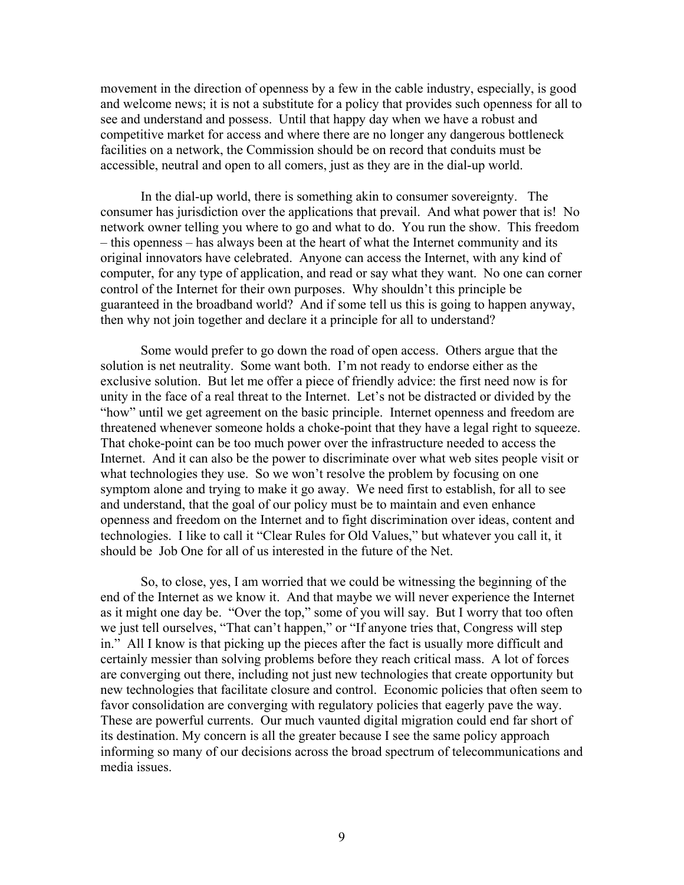movement in the direction of openness by a few in the cable industry, especially, is good and welcome news; it is not a substitute for a policy that provides such openness for all to see and understand and possess. Until that happy day when we have a robust and competitive market for access and where there are no longer any dangerous bottleneck facilities on a network, the Commission should be on record that conduits must be accessible, neutral and open to all comers, just as they are in the dial-up world.

In the dial-up world, there is something akin to consumer sovereignty. The consumer has jurisdiction over the applications that prevail. And what power that is! No network owner telling you where to go and what to do. You run the show. This freedom – this openness – has always been at the heart of what the Internet community and its original innovators have celebrated. Anyone can access the Internet, with any kind of computer, for any type of application, and read or say what they want. No one can corner control of the Internet for their own purposes. Why shouldn't this principle be guaranteed in the broadband world? And if some tell us this is going to happen anyway, then why not join together and declare it a principle for all to understand?

Some would prefer to go down the road of open access. Others argue that the solution is net neutrality. Some want both. I'm not ready to endorse either as the exclusive solution. But let me offer a piece of friendly advice: the first need now is for unity in the face of a real threat to the Internet. Let's not be distracted or divided by the "how" until we get agreement on the basic principle. Internet openness and freedom are threatened whenever someone holds a choke-point that they have a legal right to squeeze. That choke-point can be too much power over the infrastructure needed to access the Internet. And it can also be the power to discriminate over what web sites people visit or what technologies they use. So we won't resolve the problem by focusing on one symptom alone and trying to make it go away. We need first to establish, for all to see and understand, that the goal of our policy must be to maintain and even enhance openness and freedom on the Internet and to fight discrimination over ideas, content and technologies. I like to call it "Clear Rules for Old Values," but whatever you call it, it should be Job One for all of us interested in the future of the Net.

So, to close, yes, I am worried that we could be witnessing the beginning of the end of the Internet as we know it. And that maybe we will never experience the Internet as it might one day be. "Over the top," some of you will say. But I worry that too often we just tell ourselves, "That can't happen," or "If anyone tries that, Congress will step in." All I know is that picking up the pieces after the fact is usually more difficult and certainly messier than solving problems before they reach critical mass. A lot of forces are converging out there, including not just new technologies that create opportunity but new technologies that facilitate closure and control. Economic policies that often seem to favor consolidation are converging with regulatory policies that eagerly pave the way. These are powerful currents. Our much vaunted digital migration could end far short of its destination. My concern is all the greater because I see the same policy approach informing so many of our decisions across the broad spectrum of telecommunications and media issues.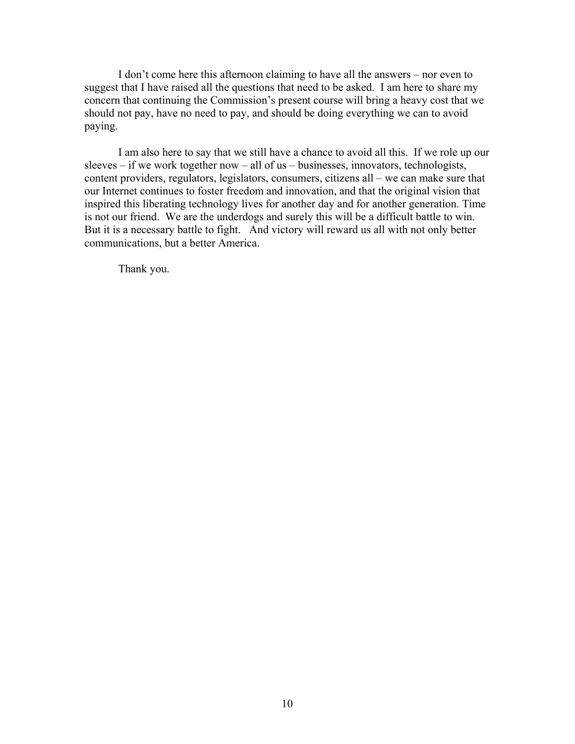I don't come here this afternoon claiming to have all the answers – nor even to suggest that I have raised all the questions that need to be asked. I am here to share my concern that continuing the Commission's present course will bring a heavy cost that we should not pay, have no need to pay, and should be doing everything we can to avoid paying.

I am also here to say that we still have a chance to avoid all this. If we role up our sleeves – if we work together now – all of us – businesses, innovators, technologists, content providers, regulators, legislators, consumers, citizens all – we can make sure that our Internet continues to foster freedom and innovation, and that the original vision that inspired this liberating technology lives for another day and for another generation. Time is not our friend. We are the underdogs and surely this will be a difficult battle to win. But it is a necessary battle to fight. And victory will reward us all with not only better communications, but a better America.

Thank you.